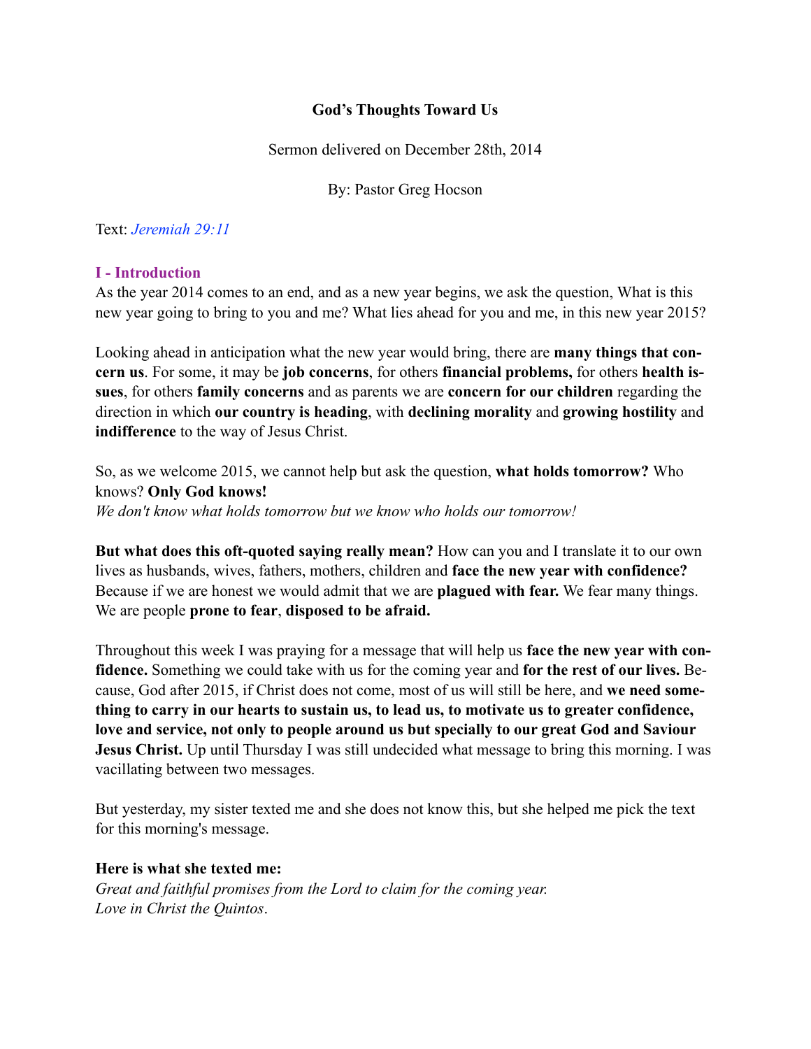# God's Thoughts Toward Us

Sermon delivered on December 28th, 2014

By: Pastor Greg Hocson

Text: *Jeremiah 29:11*

## I - Introduction

As the year 2014 comes to an end, and as a new year begins, we ask the question, What is this new year going to bring to you and me? What lies ahead for you and me, in this new year 2015?

Looking ahead in anticipation what the new year would bring, there are **many things that concern us**. For some, it may be **job concerns**, for others **financial problems,** for others **health issues**, for others **family concerns** and as parents we are **concern for our children** regarding the direction in which **our country is heading**, with **declining morality** and **growing hostility** and **indifference** to the way of Jesus Christ.

So, as we welcome 2015, we cannot help but ask the question, **what holds tomorrow?** Who knows? **Only God knows!**
*We don't know what holds tomorrow but we know who holds our tomorrow!*

**But what does this oft-quoted saying really mean?** How can you and I translate it to our own lives as husbands, wives, fathers, mothers, children and **face the new year with confidence?** Because if we are honest we would admit that we are **plagued with fear.** We fear many things. We are people **prone to fear**, **disposed to be afraid.**

Throughout this week I was praying for a message that will help us **face the new year with confidence.** Something we could take with us for the coming year and **for the rest of our lives.** Because, God after 2015, if Christ does not come, most of us will still be here, and **we need something to carry in our hearts to sustain us, to lead us, to motivate us to greater confidence, love and service, not only to people around us but specially to our great God and Saviour Jesus Christ.** Up until Thursday I was still undecided what message to bring this morning. I was vacillating between two messages.

But yesterday, my sister texted me and she does not know this, but she helped me pick the text for this morning's message.

**Here is what she texted me:**
*Great and faithful promises from the Lord to claim for the coming year.*
*Love in Christ the Quintos*.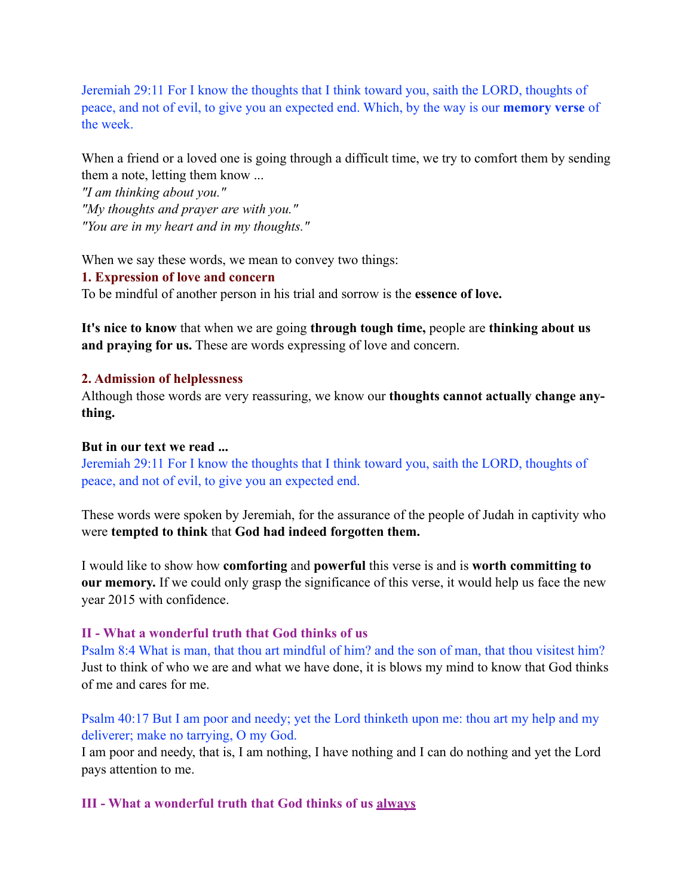Jeremiah 29:11 For I know the thoughts that I think toward you, saith the LORD, thoughts of peace, and not of evil, to give you an expected end. Which, by the way is our **memory verse** of the week.

When a friend or a loved one is going through a difficult time, we try to comfort them by sending them a note, letting them know ...
*"I am thinking about you."*
*"My thoughts and prayer are with you."*
*"You are in my heart and in my thoughts."*

When we say these words, we mean to convey two things:

**1. Expression of love and concern**

To be mindful of another person in his trial and sorrow is the **essence of love.**

**It's nice to know** that when we are going **through tough time,** people are **thinking about us and praying for us.** These are words expressing of love and concern.

**2. Admission of helplessness**

Although those words are very reassuring, we know our **thoughts cannot actually change anything.**

**But in our text we read ...**

Jeremiah 29:11 For I know the thoughts that I think toward you, saith the LORD, thoughts of peace, and not of evil, to give you an expected end.

These words were spoken by Jeremiah, for the assurance of the people of Judah in captivity who were **tempted to think** that **God had indeed forgotten them.**

I would like to show how **comforting** and **powerful** this verse is and is **worth committing to our memory.** If we could only grasp the significance of this verse, it would help us face the new year 2015 with confidence.

### II - What a wonderful truth that God thinks of us

Psalm 8:4 What is man, that thou art mindful of him? and the son of man, that thou visitest him?
Just to think of who we are and what we have done, it is blows my mind to know that God thinks of me and cares for me.

Psalm 40:17 But I am poor and needy; yet the Lord thinketh upon me: thou art my help and my deliverer; make no tarrying, O my God.
I am poor and needy, that is, I am nothing, I have nothing and I can do nothing and yet the Lord pays attention to me.

### III - What a wonderful truth that God thinks of us <u>always</u>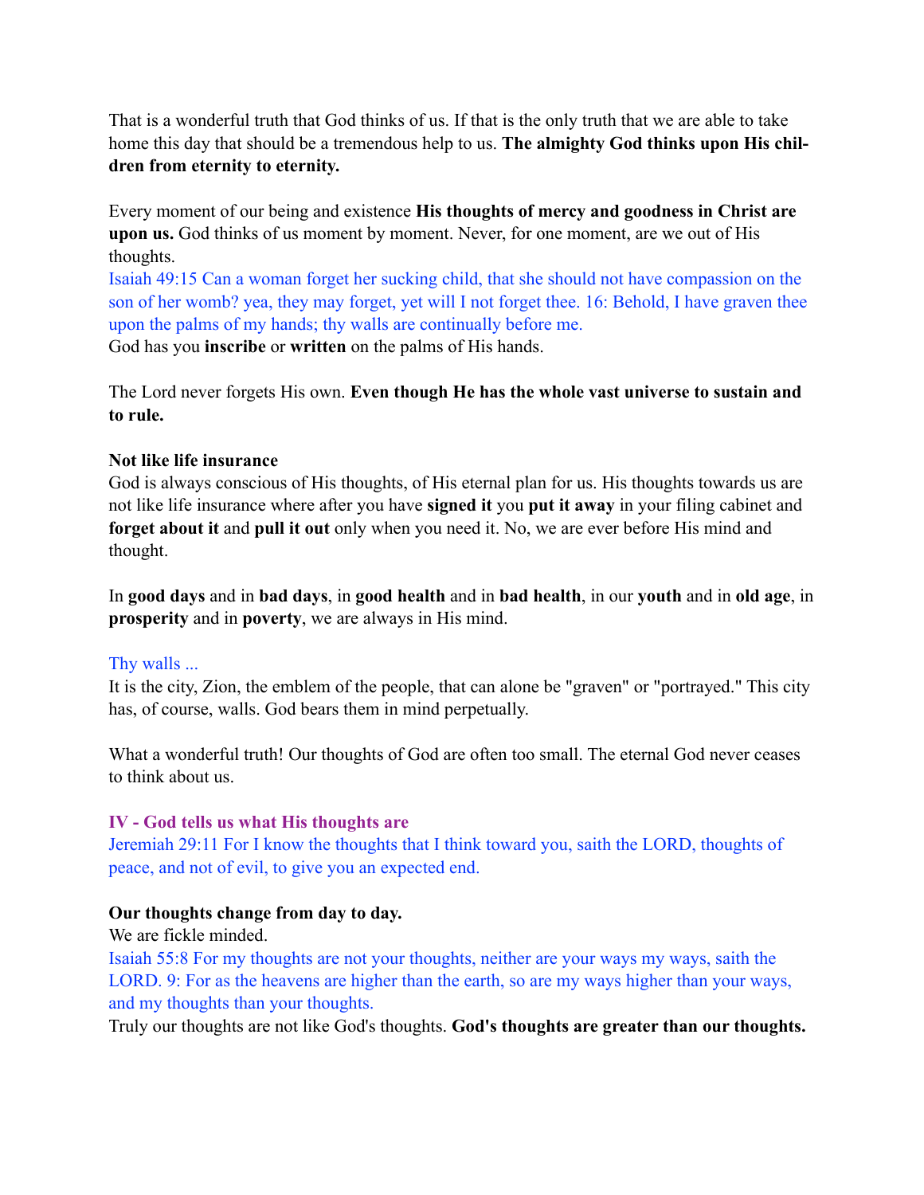That is a wonderful truth that God thinks of us. If that is the only truth that we are able to take home this day that should be a tremendous help to us. **The almighty God thinks upon His children from eternity to eternity.**

Every moment of our being and existence **His thoughts of mercy and goodness in Christ are upon us.** God thinks of us moment by moment. Never, for one moment, are we out of His thoughts.

Isaiah 49:15 Can a woman forget her sucking child, that she should not have compassion on the son of her womb? yea, they may forget, yet will I not forget thee. 16: Behold, I have graven thee upon the palms of my hands; thy walls are continually before me.

God has you **inscribe** or **written** on the palms of His hands.

The Lord never forgets His own. **Even though He has the whole vast universe to sustain and to rule.**

**Not like life insurance**

God is always conscious of His thoughts, of His eternal plan for us. His thoughts towards us are not like life insurance where after you have **signed it** you **put it away** in your filing cabinet and **forget about it** and **pull it out** only when you need it. No, we are ever before His mind and thought.

In **good days** and in **bad days**, in **good health** and in **bad health**, in our **youth** and in **old age**, in **prosperity** and in **poverty**, we are always in His mind.

Thy walls ...

It is the city, Zion, the emblem of the people, that can alone be "graven" or "portrayed." This city has, of course, walls. God bears them in mind perpetually.

What a wonderful truth! Our thoughts of God are often too small. The eternal God never ceases to think about us.

### IV - God tells us what His thoughts are

Jeremiah 29:11 For I know the thoughts that I think toward you, saith the LORD, thoughts of peace, and not of evil, to give you an expected end.

**Our thoughts change from day to day.**

We are fickle minded.

Isaiah 55:8 For my thoughts are not your thoughts, neither are your ways my ways, saith the LORD. 9: For as the heavens are higher than the earth, so are my ways higher than your ways, and my thoughts than your thoughts.

Truly our thoughts are not like God's thoughts. **God's thoughts are greater than our thoughts.**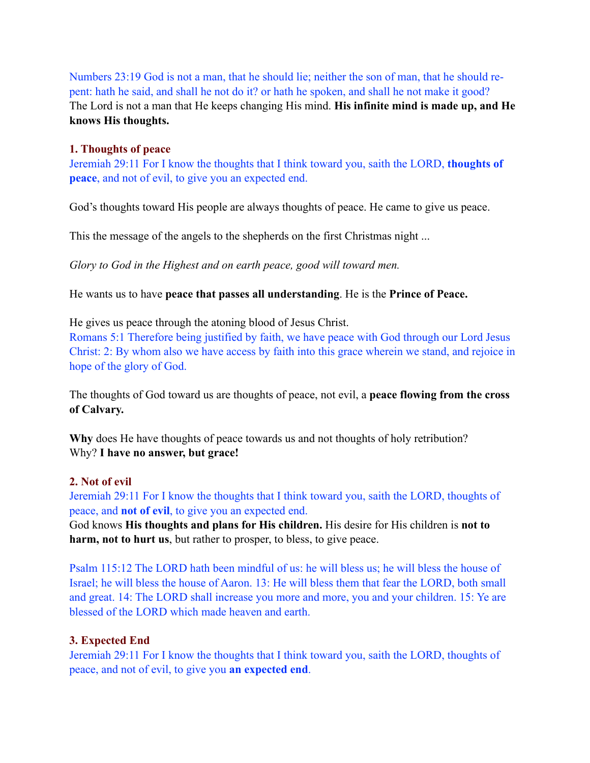Numbers 23:19 God is not a man, that he should lie; neither the son of man, that he should repent: hath he said, and shall he not do it? or hath he spoken, and shall he not make it good?
The Lord is not a man that He keeps changing His mind. **His infinite mind is made up, and He knows His thoughts.**

### 1. Thoughts of peace

Jeremiah 29:11 For I know the thoughts that I think toward you, saith the LORD, **thoughts of peace**, and not of evil, to give you an expected end.

God's thoughts toward His people are always thoughts of peace. He came to give us peace.

This the message of the angels to the shepherds on the first Christmas night ...

*Glory to God in the Highest and on earth peace, good will toward men.*

He wants us to have **peace that passes all understanding**. He is the **Prince of Peace.**

He gives us peace through the atoning blood of Jesus Christ.
Romans 5:1 Therefore being justified by faith, we have peace with God through our Lord Jesus Christ: 2: By whom also we have access by faith into this grace wherein we stand, and rejoice in hope of the glory of God.

The thoughts of God toward us are thoughts of peace, not evil, a **peace flowing from the cross of Calvary.**

**Why** does He have thoughts of peace towards us and not thoughts of holy retribution?
Why? **I have no answer, but grace!**

### 2. Not of evil

Jeremiah 29:11 For I know the thoughts that I think toward you, saith the LORD, thoughts of peace, and **not of evil**, to give you an expected end.
God knows **His thoughts and plans for His children.** His desire for His children is **not to harm, not to hurt us**, but rather to prosper, to bless, to give peace.

Psalm 115:12 The LORD hath been mindful of us: he will bless us; he will bless the house of Israel; he will bless the house of Aaron. 13: He will bless them that fear the LORD, both small and great. 14: The LORD shall increase you more and more, you and your children. 15: Ye are blessed of the LORD which made heaven and earth.

### 3. Expected End

Jeremiah 29:11 For I know the thoughts that I think toward you, saith the LORD, thoughts of peace, and not of evil, to give you **an expected end**.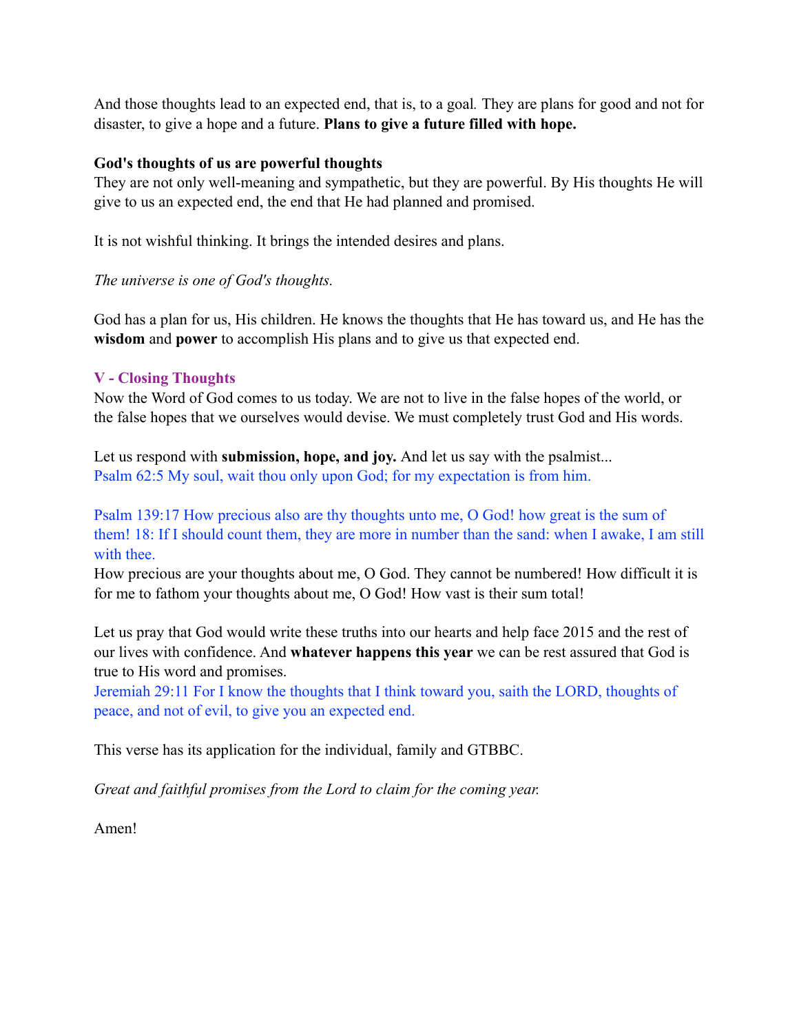And those thoughts lead to an expected end, that is, to a goal. They are plans for good and not for disaster, to give a hope and a future. **Plans to give a future filled with hope.**

**God's thoughts of us are powerful thoughts**
They are not only well-meaning and sympathetic, but they are powerful. By His thoughts He will give to us an expected end, the end that He had planned and promised.

It is not wishful thinking. It brings the intended desires and plans.

*The universe is one of God's thoughts.*

God has a plan for us, His children. He knows the thoughts that He has toward us, and He has the **wisdom** and **power** to accomplish His plans and to give us that expected end.

### V - Closing Thoughts

Now the Word of God comes to us today. We are not to live in the false hopes of the world, or the false hopes that we ourselves would devise. We must completely trust God and His words.

Let us respond with **submission, hope, and joy.** And let us say with the psalmist...
Psalm 62:5 My soul, wait thou only upon God; for my expectation is from him.

Psalm 139:17 How precious also are thy thoughts unto me, O God! how great is the sum of them! 18: If I should count them, they are more in number than the sand: when I awake, I am still with thee.
How precious are your thoughts about me, O God. They cannot be numbered! How difficult it is for me to fathom your thoughts about me, O God! How vast is their sum total!

Let us pray that God would write these truths into our hearts and help face 2015 and the rest of our lives with confidence. And **whatever happens this year** we can be rest assured that God is true to His word and promises.
Jeremiah 29:11 For I know the thoughts that I think toward you, saith the LORD, thoughts of peace, and not of evil, to give you an expected end.

This verse has its application for the individual, family and GTBBC.

*Great and faithful promises from the Lord to claim for the coming year.*

Amen!